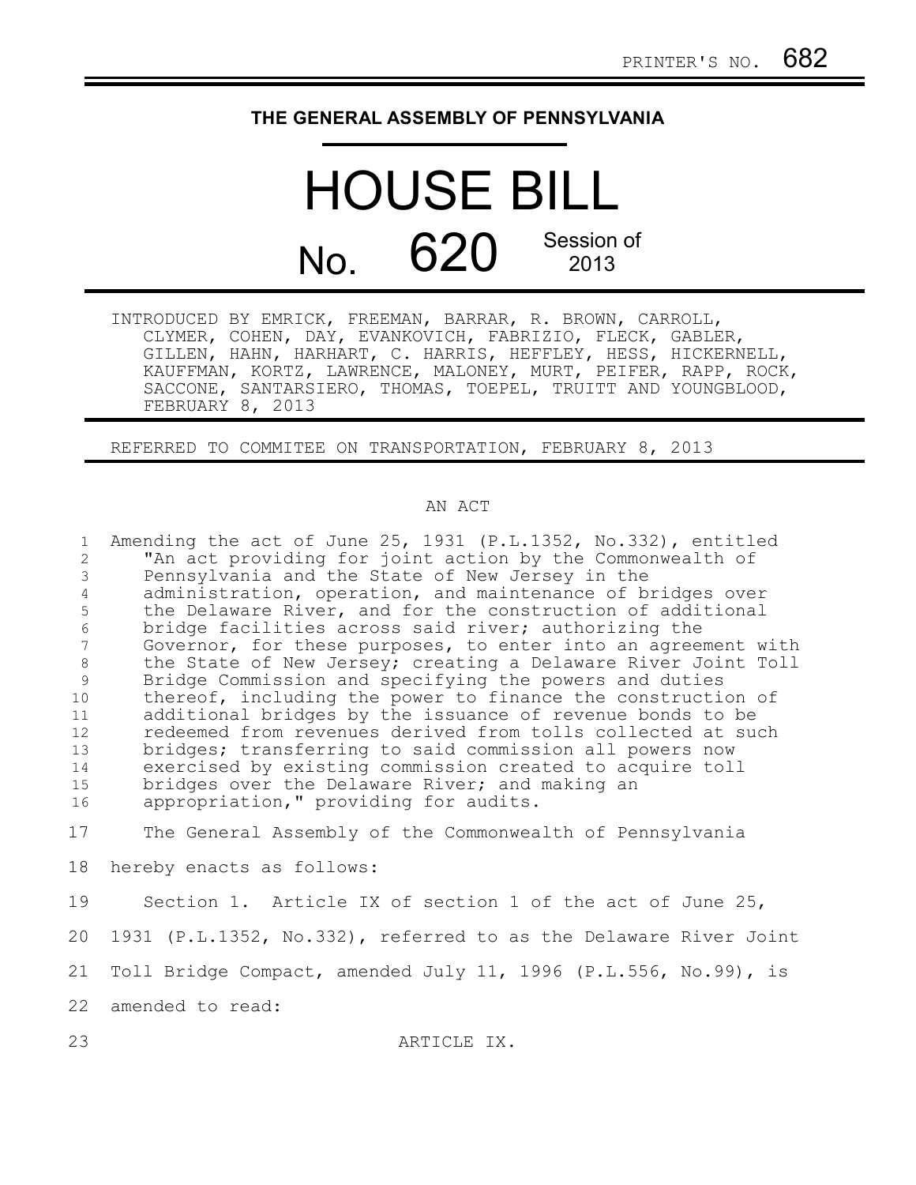PRINTER'S NO. 682

# THE GENERAL ASSEMBLY OF PENNSYLVANIA

# HOUSE BILL

## No. 620 Session of 2013

INTRODUCED BY EMRICK, FREEMAN, BARRAR, R. BROWN, CARROLL, CLYMER, COHEN, DAY, EVANKOVICH, FABRIZIO, FLECK, GABLER, GILLEN, HAHN, HARHART, C. HARRIS, HEFFLEY, HESS, HICKERNELL, KAUFFMAN, KORTZ, LAWRENCE, MALONEY, MURT, PEIFER, RAPP, ROCK, SACCONE, SANTARSIERO, THOMAS, TOEPEL, TRUITT AND YOUNGBLOOD, FEBRUARY 8, 2013

REFERRED TO COMMITEE ON TRANSPORTATION, FEBRUARY 8, 2013

AN ACT

Amending the act of June 25, 1931 (P.L.1352, No.332), entitled "An act providing for joint action by the Commonwealth of Pennsylvania and the State of New Jersey in the administration, operation, and maintenance of bridges over the Delaware River, and for the construction of additional bridge facilities across said river; authorizing the Governor, for these purposes, to enter into an agreement with the State of New Jersey; creating a Delaware River Joint Toll Bridge Commission and specifying the powers and duties thereof, including the power to finance the construction of additional bridges by the issuance of revenue bonds to be redeemed from revenues derived from tolls collected at such bridges; transferring to said commission all powers now exercised by existing commission created to acquire toll bridges over the Delaware River; and making an appropriation," providing for audits.

The General Assembly of the Commonwealth of Pennsylvania hereby enacts as follows:

Section 1. Article IX of section 1 of the act of June 25, 1931 (P.L.1352, No.332), referred to as the Delaware River Joint Toll Bridge Compact, amended July 11, 1996 (P.L.556, No.99), is amended to read:

ARTICLE IX.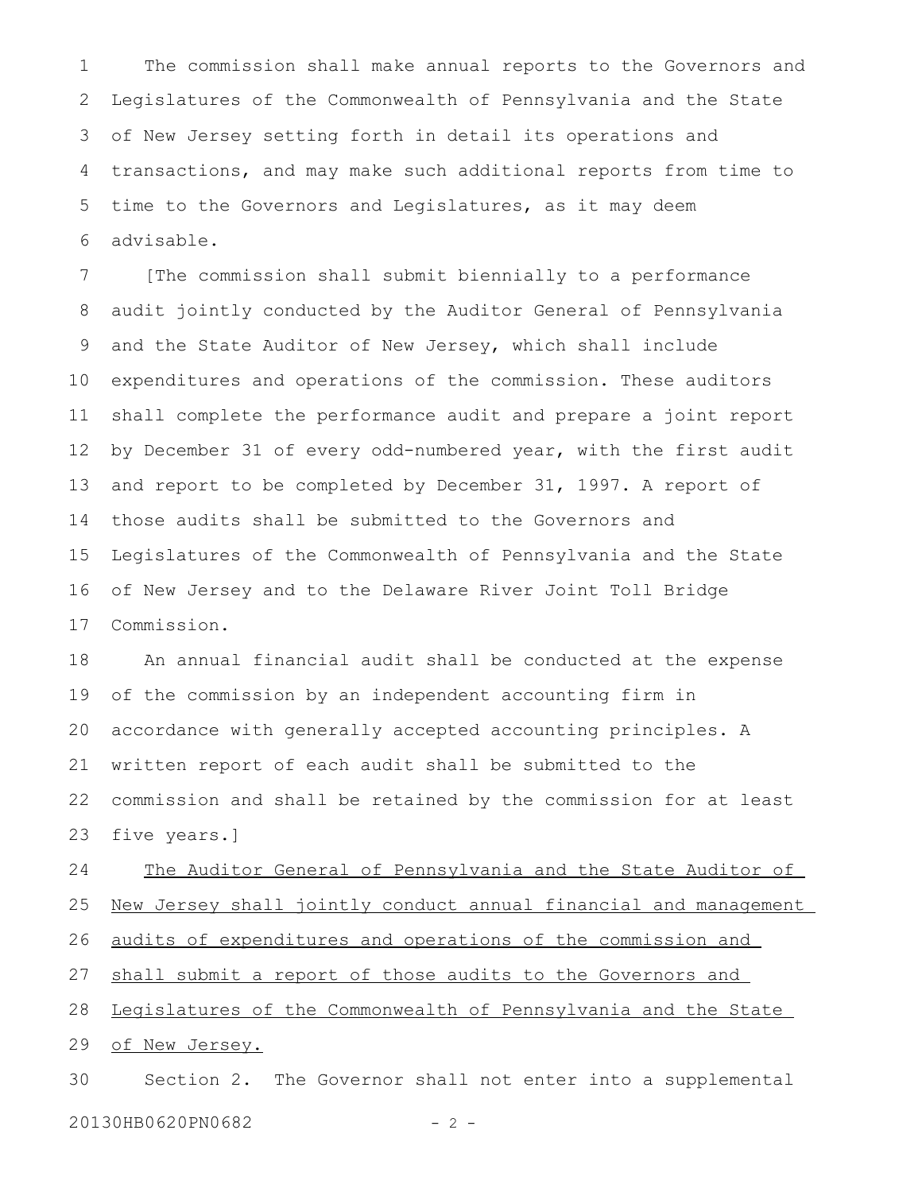The commission shall make annual reports to the Governors and Legislatures of the Commonwealth of Pennsylvania and the State of New Jersey setting forth in detail its operations and transactions, and may make such additional reports from time to time to the Governors and Legislatures, as it may deem advisable.

[The commission shall submit biennially to a performance audit jointly conducted by the Auditor General of Pennsylvania and the State Auditor of New Jersey, which shall include expenditures and operations of the commission. These auditors shall complete the performance audit and prepare a joint report by December 31 of every odd-numbered year, with the first audit and report to be completed by December 31, 1997. A report of those audits shall be submitted to the Governors and Legislatures of the Commonwealth of Pennsylvania and the State of New Jersey and to the Delaware River Joint Toll Bridge Commission.

An annual financial audit shall be conducted at the expense of the commission by an independent accounting firm in accordance with generally accepted accounting principles. A written report of each audit shall be submitted to the commission and shall be retained by the commission for at least five years.]

<u>The Auditor General of Pennsylvania and the State Auditor of New Jersey shall jointly conduct annual financial and management audits of expenditures and operations of the commission and shall submit a report of those audits to the Governors and Legislatures of the Commonwealth of Pennsylvania and the State of New Jersey.</u>

Section 2. The Governor shall not enter into a supplemental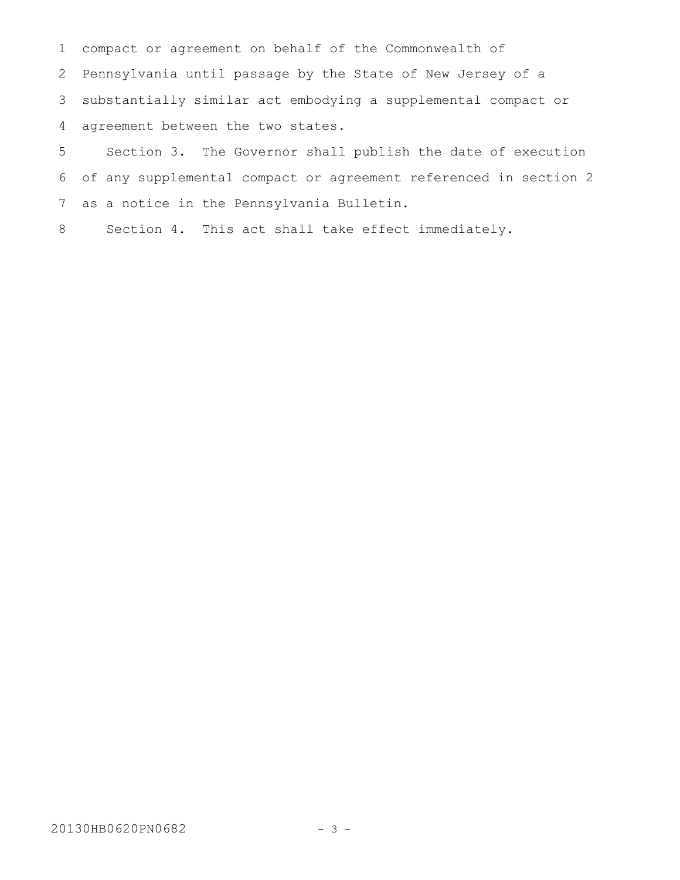compact or agreement on behalf of the Commonwealth of Pennsylvania until passage by the State of New Jersey of a substantially similar act embodying a supplemental compact or agreement between the two states.

Section 3. The Governor shall publish the date of execution of any supplemental compact or agreement referenced in section 2 as a notice in the Pennsylvania Bulletin.

Section 4. This act shall take effect immediately.